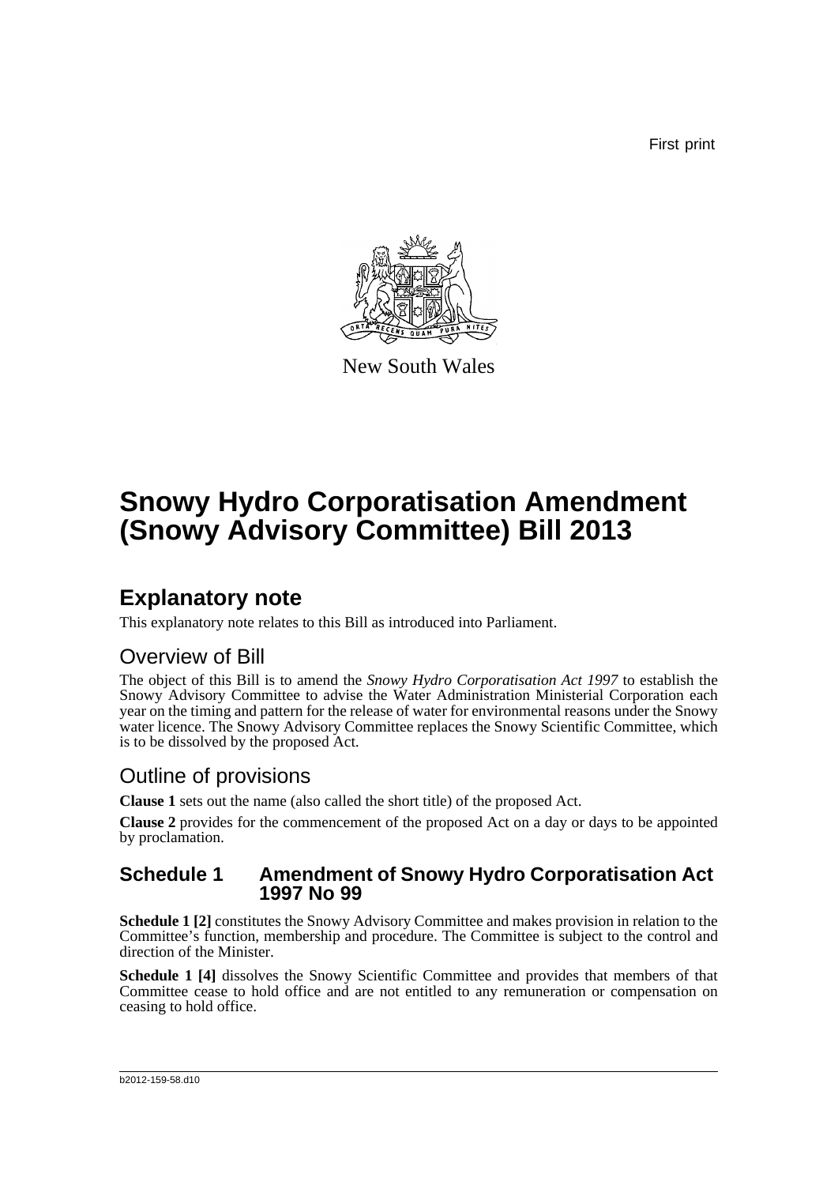First print

New South Wales

# Snowy Hydro Corporatisation Amendment (Snowy Advisory Committee) Bill 2013

## Explanatory note

This explanatory note relates to this Bill as introduced into Parliament.

### Overview of Bill

The object of this Bill is to amend the *Snowy Hydro Corporatisation Act 1997* to establish the Snowy Advisory Committee to advise the Water Administration Ministerial Corporation each year on the timing and pattern for the release of water for environmental reasons under the Snowy water licence. The Snowy Advisory Committee replaces the Snowy Scientific Committee, which is to be dissolved by the proposed Act.

### Outline of provisions

**Clause 1** sets out the name (also called the short title) of the proposed Act.

**Clause 2** provides for the commencement of the proposed Act on a day or days to be appointed by proclamation.

### Schedule 1 Amendment of Snowy Hydro Corporatisation Act 1997 No 99

**Schedule 1 [2]** constitutes the Snowy Advisory Committee and makes provision in relation to the Committee's function, membership and procedure. The Committee is subject to the control and direction of the Minister.

**Schedule 1 [4]** dissolves the Snowy Scientific Committee and provides that members of that Committee cease to hold office and are not entitled to any remuneration or compensation on ceasing to hold office.

b2012-159-58.d10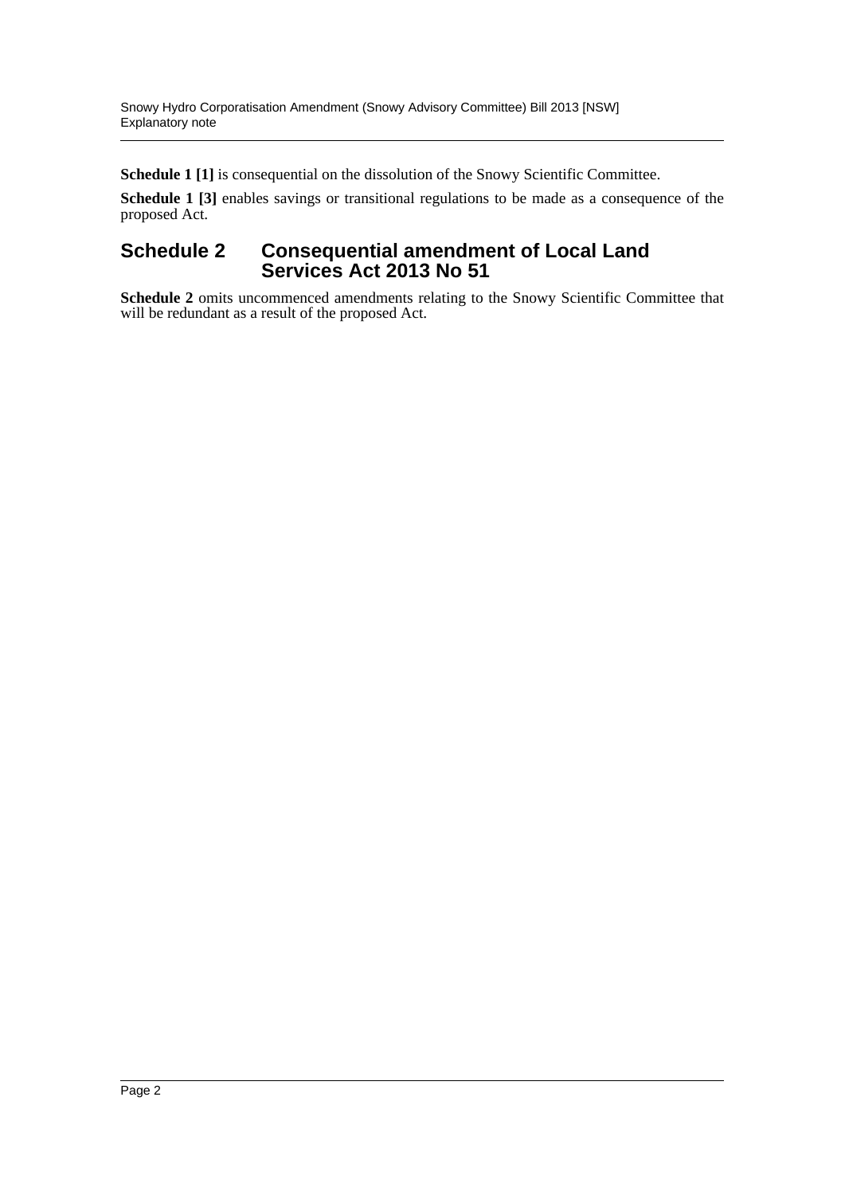**Schedule 1 [1]** is consequential on the dissolution of the Snowy Scientific Committee.

**Schedule 1 [3]** enables savings or transitional regulations to be made as a consequence of the proposed Act.

## Schedule 2 Consequential amendment of Local Land Services Act 2013 No 51

**Schedule 2** omits uncommenced amendments relating to the Snowy Scientific Committee that will be redundant as a result of the proposed Act.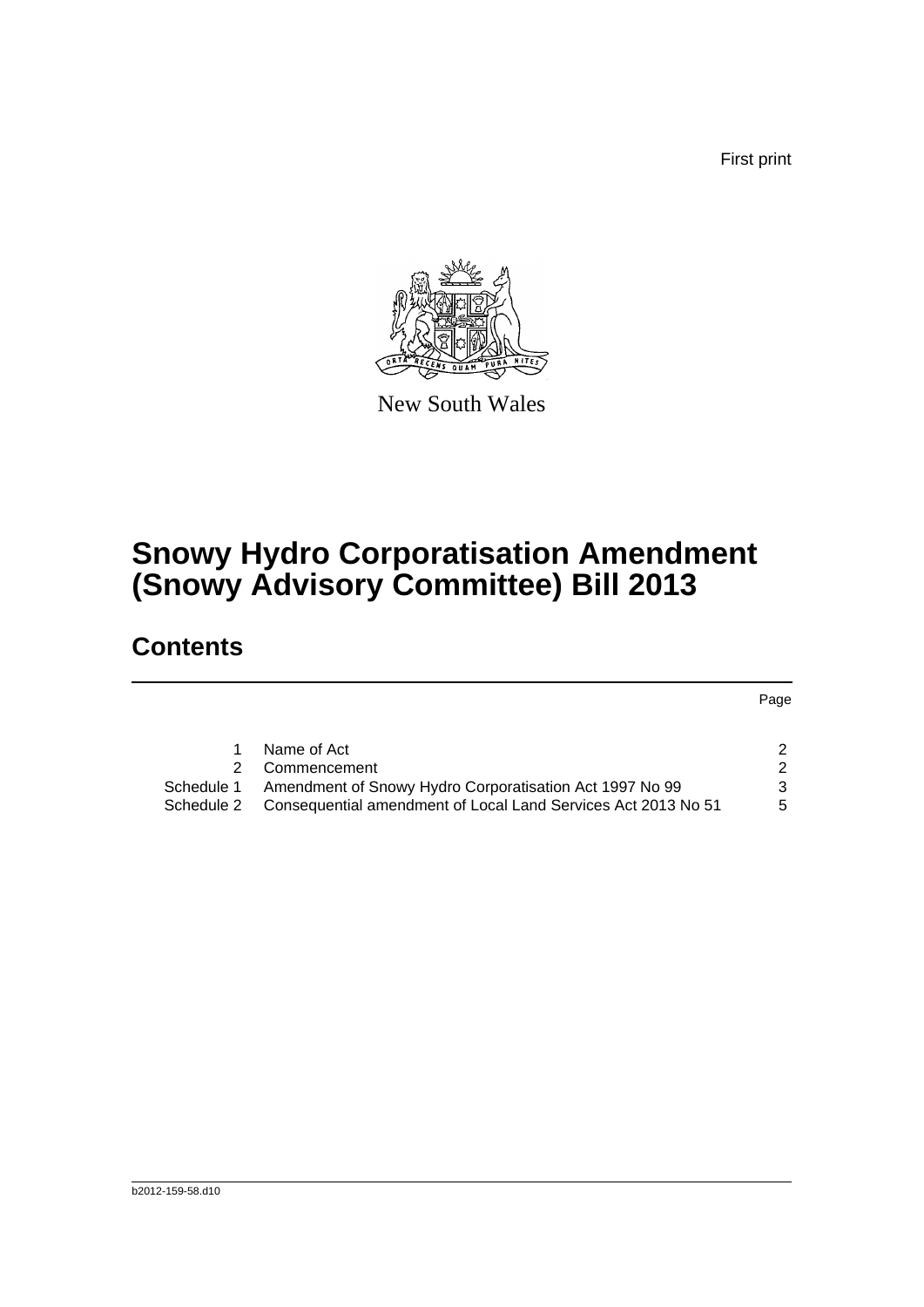First print

New South Wales

# Snowy Hydro Corporatisation Amendment (Snowy Advisory Committee) Bill 2013

## Contents

| | | Page |
|---|---|---|
| 1 | Name of Act | 2 |
| 2 | Commencement | 2 |
| Schedule 1 | Amendment of Snowy Hydro Corporatisation Act 1997 No 99 | 3 |
| Schedule 2 | Consequential amendment of Local Land Services Act 2013 No 51 | 5 |

b2012-159-58.d10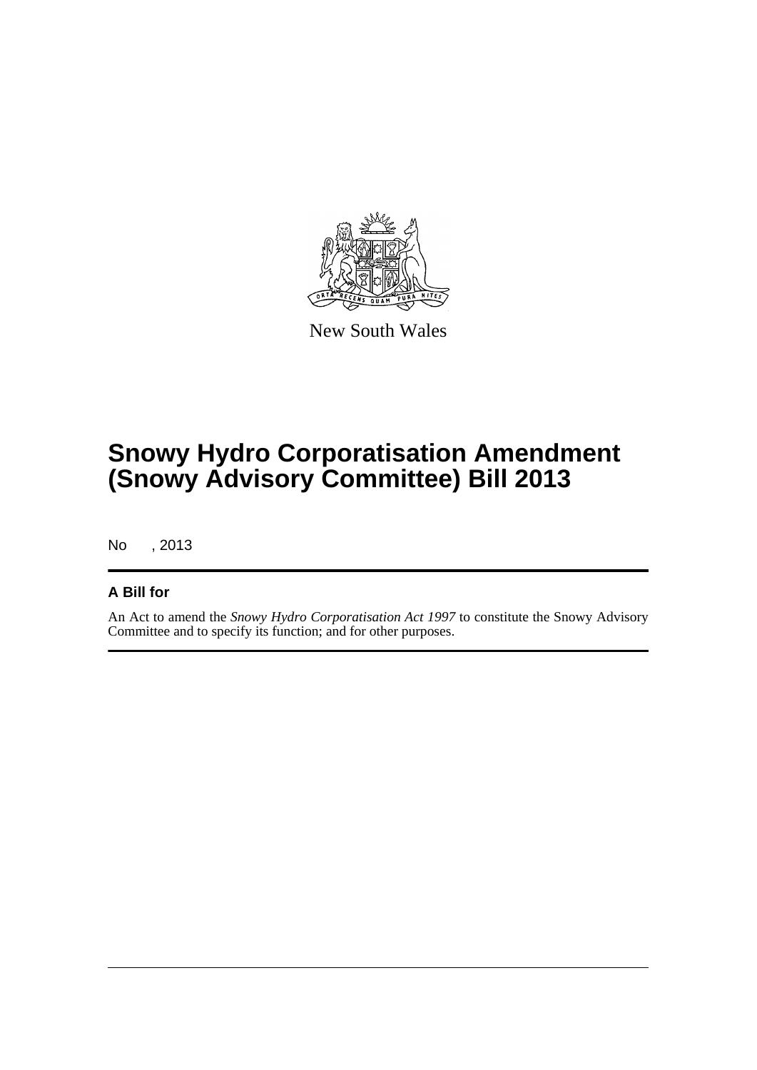New South Wales

# Snowy Hydro Corporatisation Amendment (Snowy Advisory Committee) Bill 2013

No , 2013

## A Bill for

An Act to amend the *Snowy Hydro Corporatisation Act 1997* to constitute the Snowy Advisory Committee and to specify its function; and for other purposes.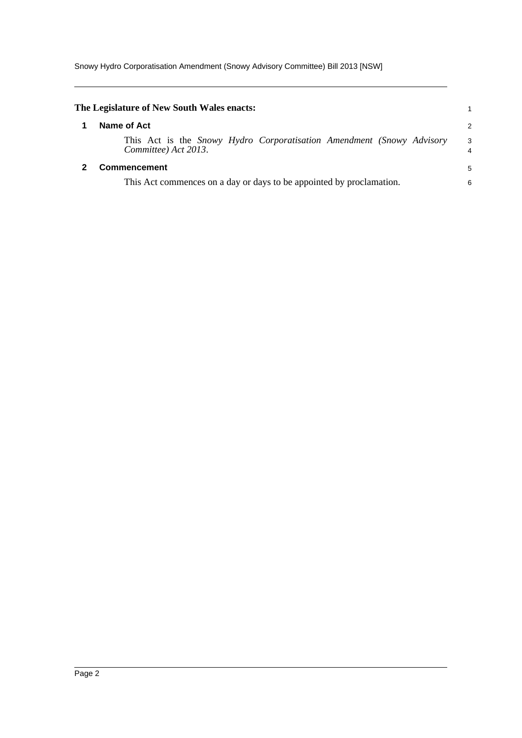**The Legislature of New South Wales enacts:**

## 1 Name of Act

This Act is the *Snowy Hydro Corporatisation Amendment (Snowy Advisory Committee) Act 2013*.

## 2 Commencement

This Act commences on a day or days to be appointed by proclamation.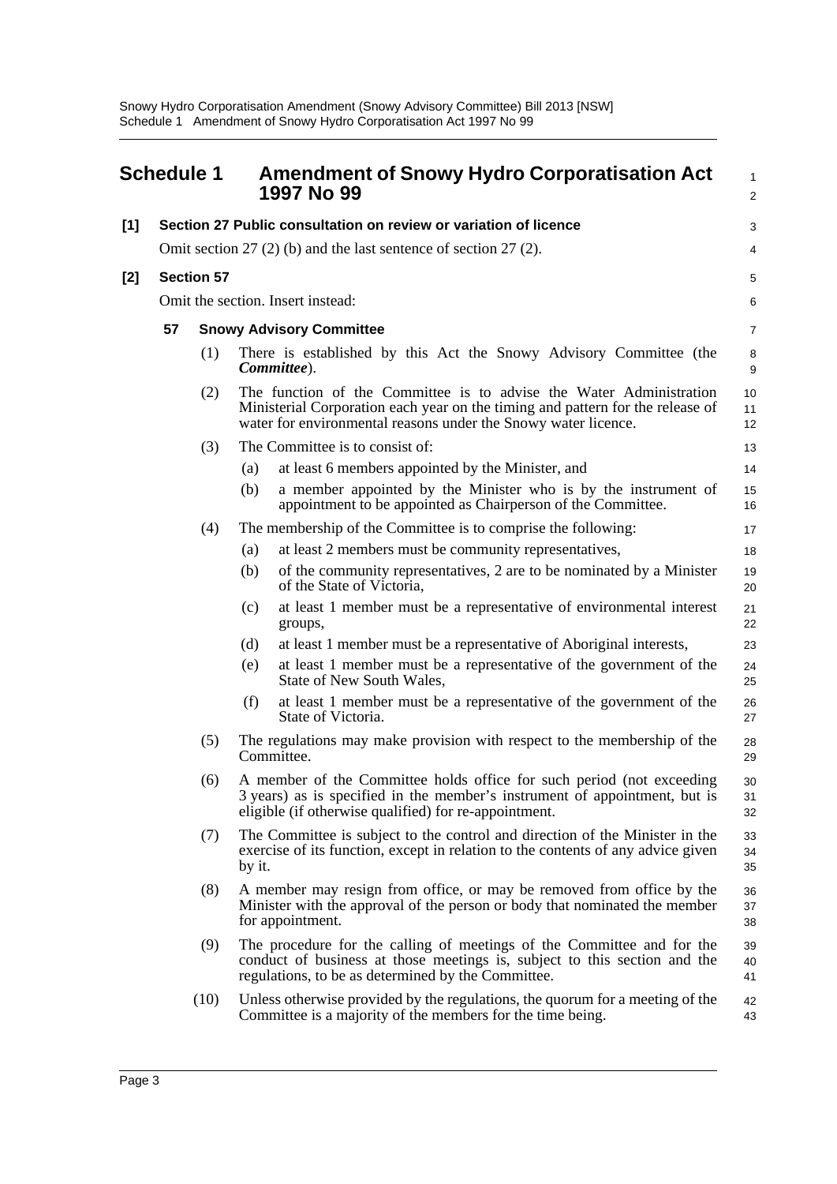# Schedule 1 Amendment of Snowy Hydro Corporatisation Act 1997 No 99

**[1] Section 27 Public consultation on review or variation of licence**

Omit section 27 (2) (b) and the last sentence of section 27 (2).

**[2] Section 57**

Omit the section. Insert instead:

**57 Snowy Advisory Committee**

(1) There is established by this Act the Snowy Advisory Committee (the ***Committee***).

(2) The function of the Committee is to advise the Water Administration Ministerial Corporation each year on the timing and pattern for the release of water for environmental reasons under the Snowy water licence.

(3) The Committee is to consist of:

- (a) at least 6 members appointed by the Minister, and
- (b) a member appointed by the Minister who is by the instrument of appointment to be appointed as Chairperson of the Committee.

(4) The membership of the Committee is to comprise the following:

- (a) at least 2 members must be community representatives,
- (b) of the community representatives, 2 are to be nominated by a Minister of the State of Victoria,
- (c) at least 1 member must be a representative of environmental interest groups,
- (d) at least 1 member must be a representative of Aboriginal interests,
- (e) at least 1 member must be a representative of the government of the State of New South Wales,
- (f) at least 1 member must be a representative of the government of the State of Victoria.

(5) The regulations may make provision with respect to the membership of the Committee.

(6) A member of the Committee holds office for such period (not exceeding 3 years) as is specified in the member's instrument of appointment, but is eligible (if otherwise qualified) for re-appointment.

(7) The Committee is subject to the control and direction of the Minister in the exercise of its function, except in relation to the contents of any advice given by it.

(8) A member may resign from office, or may be removed from office by the Minister with the approval of the person or body that nominated the member for appointment.

(9) The procedure for the calling of meetings of the Committee and for the conduct of business at those meetings is, subject to this section and the regulations, to be as determined by the Committee.

(10) Unless otherwise provided by the regulations, the quorum for a meeting of the Committee is a majority of the members for the time being.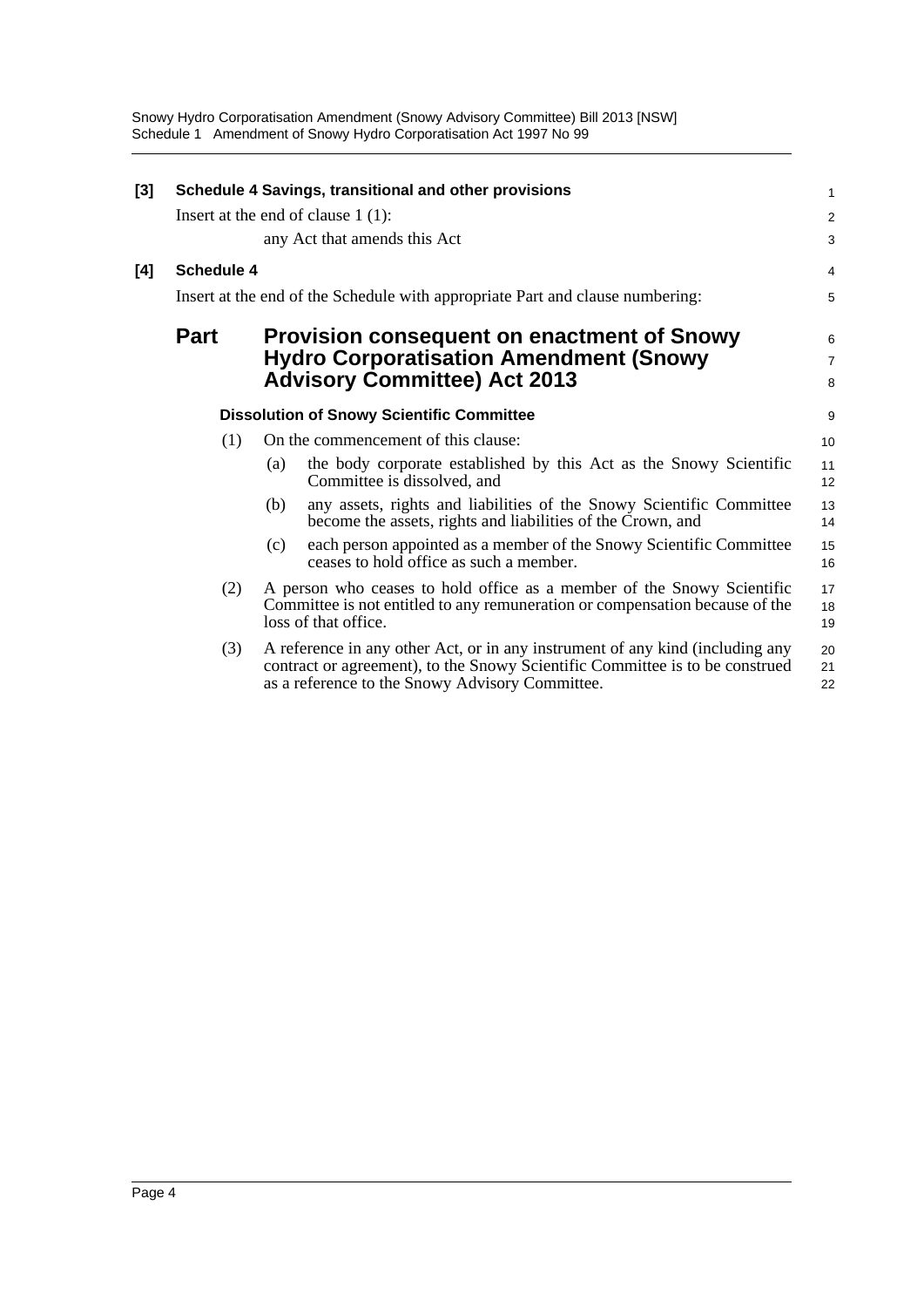**[3] Schedule 4 Savings, transitional and other provisions**

Insert at the end of clause 1 (1):

any Act that amends this Act

**[4] Schedule 4**

Insert at the end of the Schedule with appropriate Part and clause numbering:

## Part Provision consequent on enactment of Snowy Hydro Corporatisation Amendment (Snowy Advisory Committee) Act 2013

**Dissolution of Snowy Scientific Committee**

(1) On the commencement of this clause:

(a) the body corporate established by this Act as the Snowy Scientific Committee is dissolved, and

(b) any assets, rights and liabilities of the Snowy Scientific Committee become the assets, rights and liabilities of the Crown, and

(c) each person appointed as a member of the Snowy Scientific Committee ceases to hold office as such a member.

(2) A person who ceases to hold office as a member of the Snowy Scientific Committee is not entitled to any remuneration or compensation because of the loss of that office.

(3) A reference in any other Act, or in any instrument of any kind (including any contract or agreement), to the Snowy Scientific Committee is to be construed as a reference to the Snowy Advisory Committee.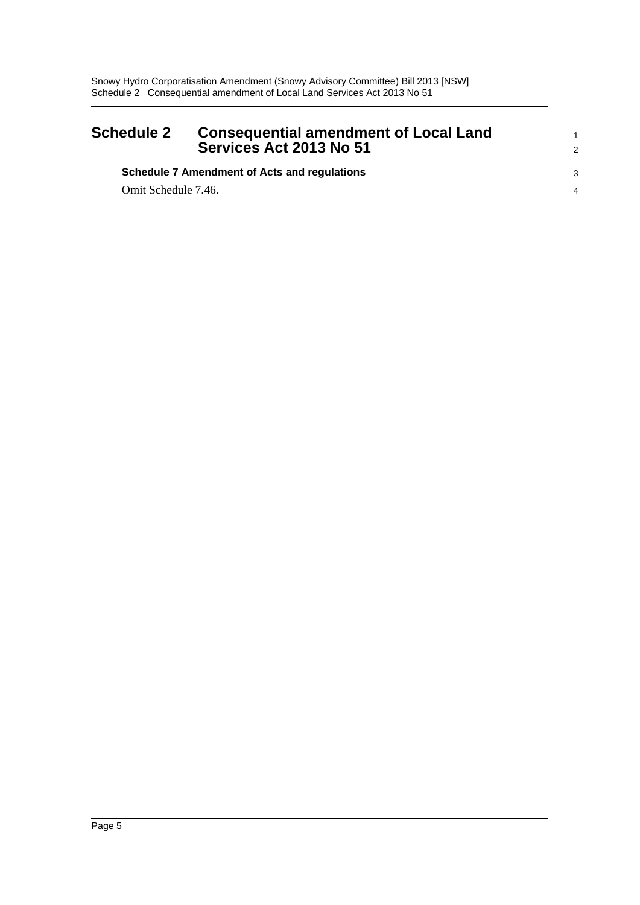## Schedule 2 Consequential amendment of Local Land Services Act 2013 No 51

**Schedule 7 Amendment of Acts and regulations**

Omit Schedule 7.46.